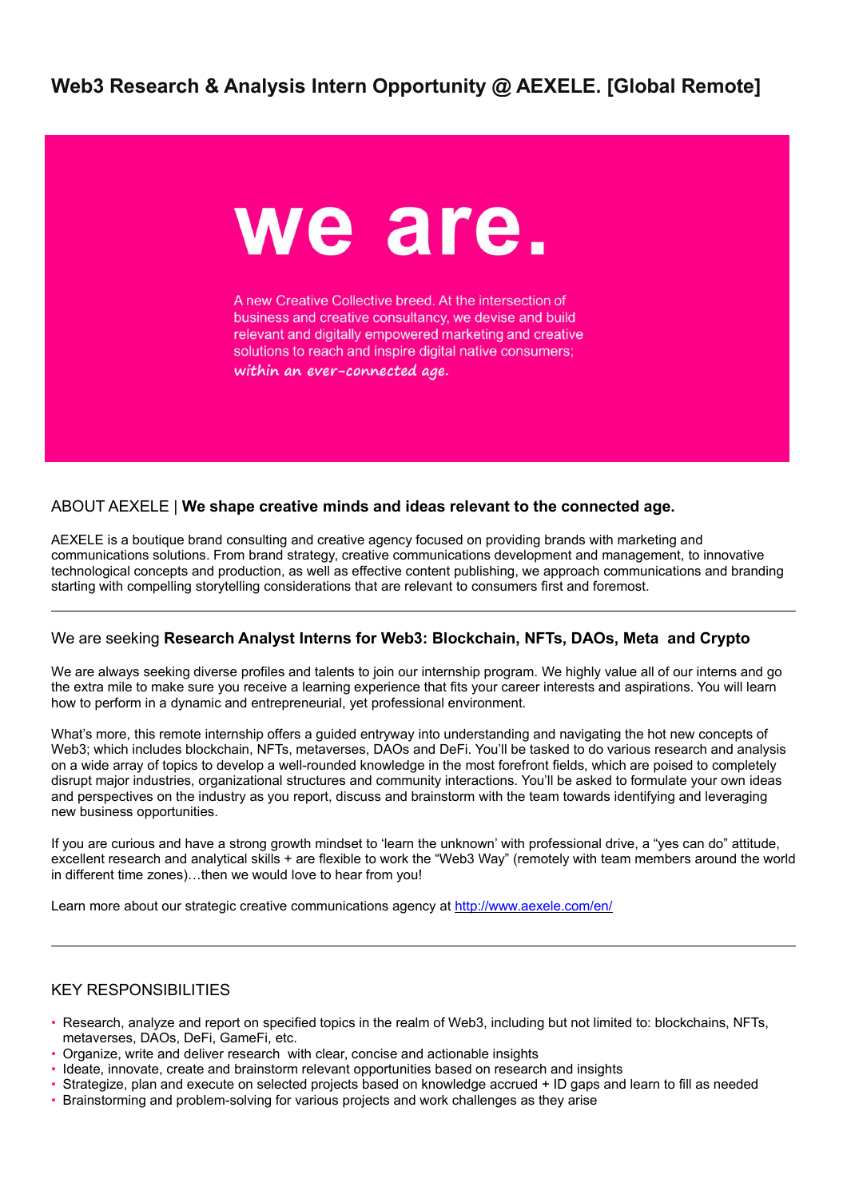# Web3 Research & Analysis Intern Opportunity @ AEXELE. [Global Remote]

we are.

A new Creative Collective breed. At the intersection of business and creative consultancy, we devise and build relevant and digitally empowered marketing and creative solutions to reach and inspire digital native consumers; *within an ever-connected age.*

## ABOUT AEXELE | **We shape creative minds and ideas relevant to the connected age.**

AEXELE is a boutique brand consulting and creative agency focused on providing brands with marketing and communications solutions. From brand strategy, creative communications development and management, to innovative technological concepts and production, as well as effective content publishing, we approach communications and branding starting with compelling storytelling considerations that are relevant to consumers first and foremost.

---

## We are seeking **Research Analyst Interns for Web3: Blockchain, NFTs, DAOs, Meta and Crypto**

We are always seeking diverse profiles and talents to join our internship program. We highly value all of our interns and go the extra mile to make sure you receive a learning experience that fits your career interests and aspirations. You will learn how to perform in a dynamic and entrepreneurial, yet professional environment.

What's more, this remote internship offers a guided entryway into understanding and navigating the hot new concepts of Web3; which includes blockchain, NFTs, metaverses, DAOs and DeFi. You'll be tasked to do various research and analysis on a wide array of topics to develop a well-rounded knowledge in the most forefront fields, which are poised to completely disrupt major industries, organizational structures and community interactions. You'll be asked to formulate your own ideas and perspectives on the industry as you report, discuss and brainstorm with the team towards identifying and leveraging new business opportunities.

If you are curious and have a strong growth mindset to 'learn the unknown' with professional drive, a "yes can do" attitude, excellent research and analytical skills + are flexible to work the "Web3 Way" (remotely with team members around the world in different time zones)…then we would love to hear from you!

Learn more about our strategic creative communications agency at [http://www.aexele.com/en/](http://www.aexele.com/en/)

---

## KEY RESPONSIBILITIES

- Research, analyze and report on specified topics in the realm of Web3, including but not limited to: blockchains, NFTs, metaverses, DAOs, DeFi, GameFi, etc.
- Organize, write and deliver research with clear, concise and actionable insights
- Ideate, innovate, create and brainstorm relevant opportunities based on research and insights
- Strategize, plan and execute on selected projects based on knowledge accrued + ID gaps and learn to fill as needed
- Brainstorming and problem-solving for various projects and work challenges as they arise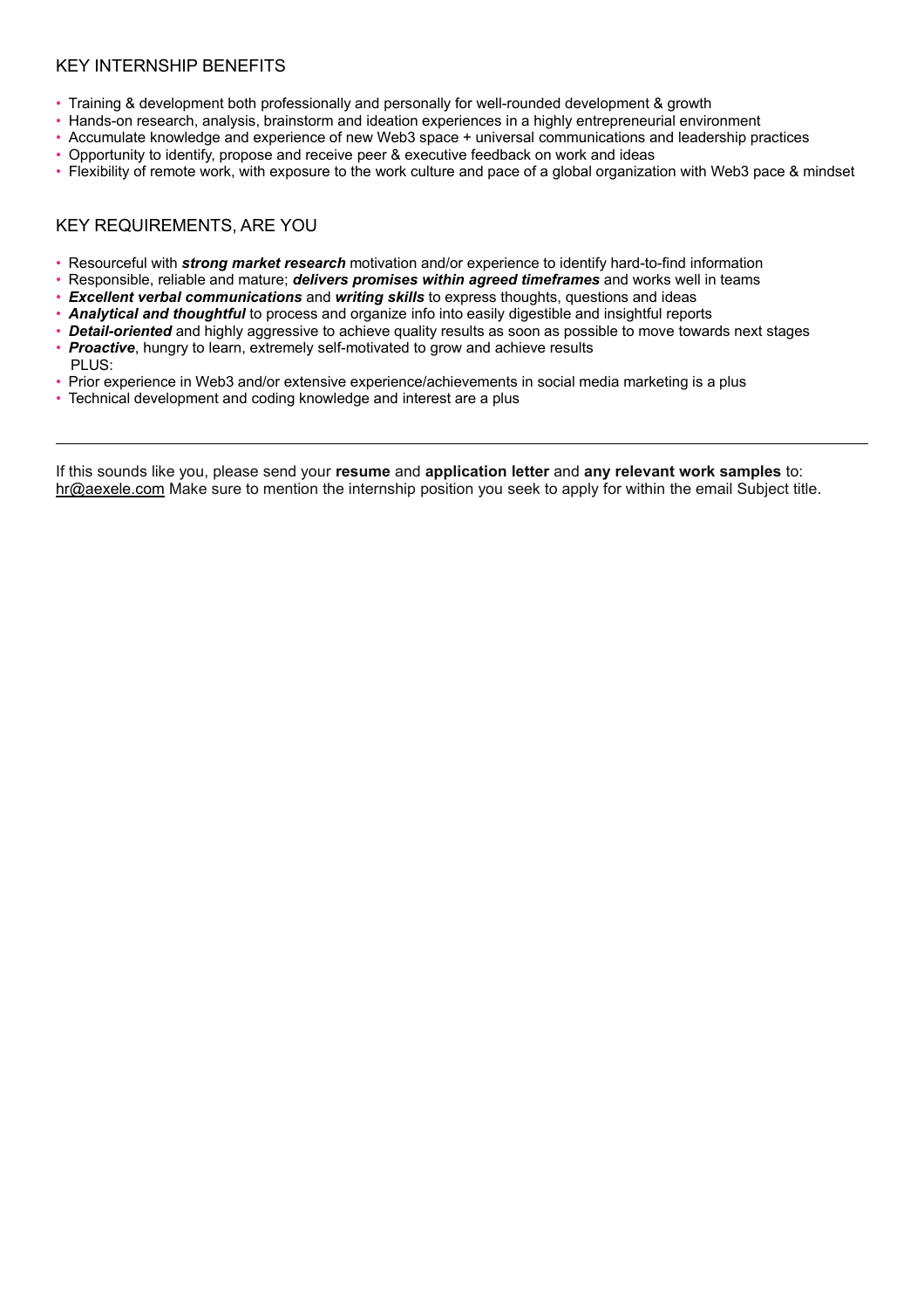## KEY INTERNSHIP BENEFITS

- Training & development both professionally and personally for well-rounded development & growth
- Hands-on research, analysis, brainstorm and ideation experiences in a highly entrepreneurial environment
- Accumulate knowledge and experience of new Web3 space + universal communications and leadership practices
- Opportunity to identify, propose and receive peer & executive feedback on work and ideas
- Flexibility of remote work, with exposure to the work culture and pace of a global organization with Web3 pace & mindset

## KEY REQUIREMENTS, ARE YOU

- Resourceful with ***strong market research*** motivation and/or experience to identify hard-to-find information
- Responsible, reliable and mature; ***delivers promises within agreed timeframes*** and works well in teams
- ***Excellent verbal communications*** and ***writing skills*** to express thoughts, questions and ideas
- ***Analytical and thoughtful*** to process and organize info into easily digestible and insightful reports
- ***Detail-oriented*** and highly aggressive to achieve quality results as soon as possible to move towards next stages
- ***Proactive***, hungry to learn, extremely self-motivated to grow and achieve results
  PLUS:
- Prior experience in Web3 and/or extensive experience/achievements in social media marketing is a plus
- Technical development and coding knowledge and interest are a plus

---

If this sounds like you, please send your **resume** and **application letter** and **any relevant work samples** to: hr@aexele.com Make sure to mention the internship position you seek to apply for within the email Subject title.